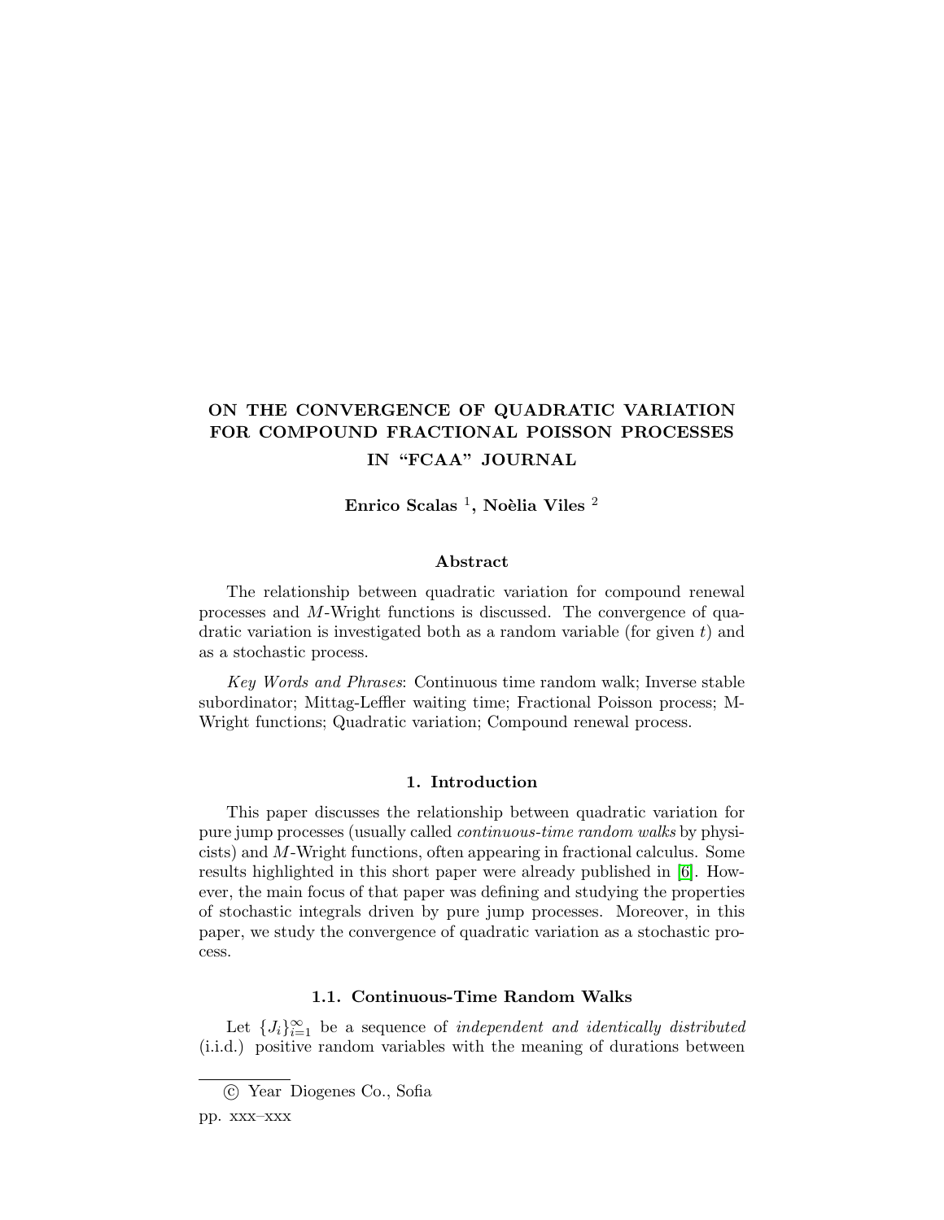# ON THE CONVERGENCE OF QUADRATIC VARIATION FOR COMPOUND FRACTIONAL POISSON PROCESSES IN "FCAA" JOURNAL

**Enrico Scalas [1], Noèlia Viles [2]**

### Abstract

The relationship between quadratic variation for compound renewal processes and $M$-Wright functions is discussed. The convergence of quadratic variation is investigated both as a random variable (for given $t$) and as a stochastic process.

*Key Words and Phrases*: Continuous time random walk; Inverse stable subordinator; Mittag-Leffler waiting time; Fractional Poisson process; M-Wright functions; Quadratic variation; Compound renewal process.

## 1. Introduction

This paper discusses the relationship between quadratic variation for pure jump processes (usually called *continuous-time random walks* by physicists) and $M$-Wright functions, often appearing in fractional calculus. Some results highlighted in this short paper were already published in [6]. However, the main focus of that paper was defining and studying the properties of stochastic integrals driven by pure jump processes. Moreover, in this paper, we study the convergence of quadratic variation as a stochastic process.

### 1.1. Continuous-Time Random Walks

Let $\{J_i\}_{i=1}^{\infty}$ be a sequence of *independent and identically distributed* (i.i.d.) positive random variables with the meaning of durations between

---

© Year Diogenes Co., Sofia

pp. xxx–xxx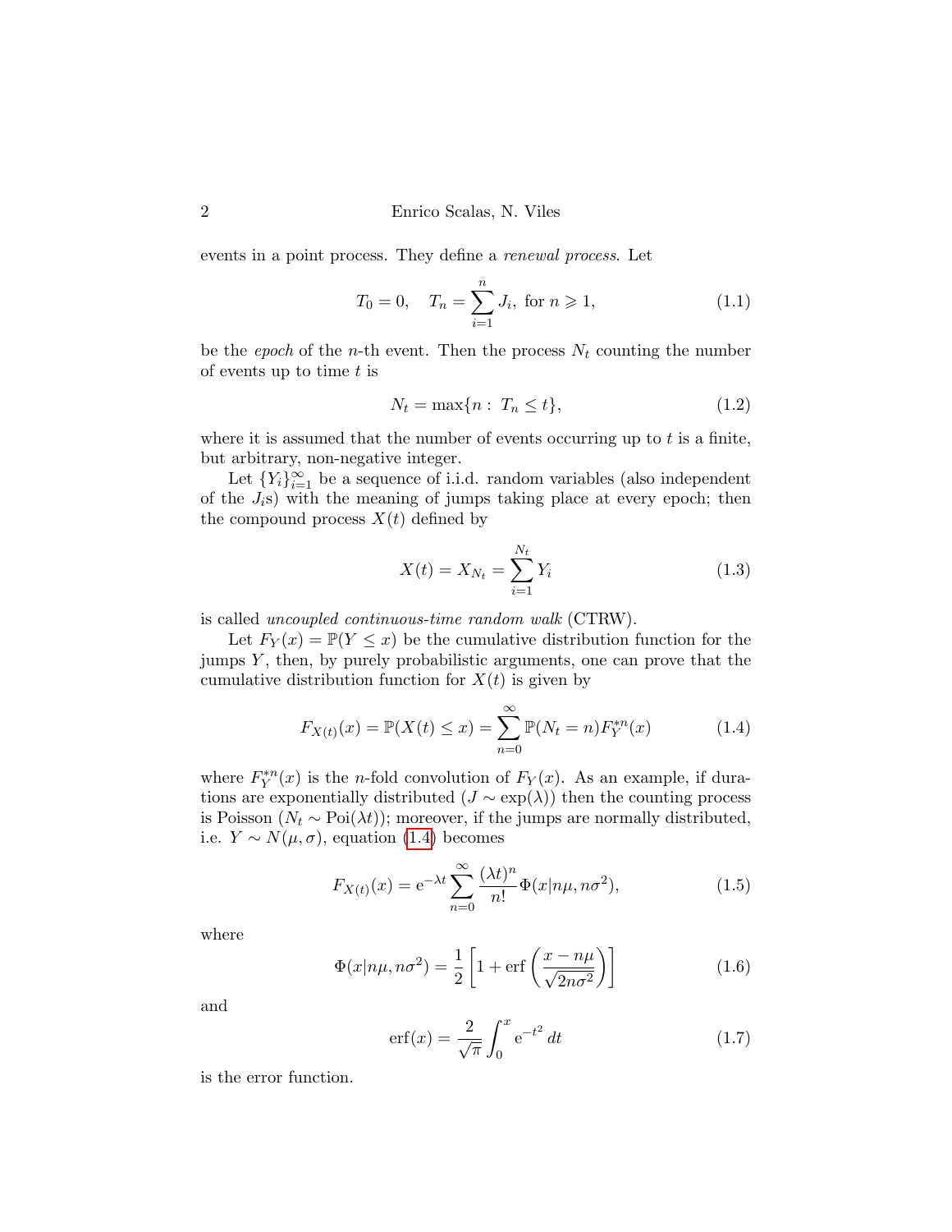events in a point process. They define a *renewal process*. Let

$$T_0 = 0, \quad T_n = \sum_{i=1}^{n} J_i, \text{ for } n \geqslant 1, \tag{1.1}$$

be the *epoch* of the $n$-th event. Then the process $N_t$ counting the number of events up to time $t$ is

$$N_t = \max\{n : \, T_n \leq t\}, \tag{1.2}$$

where it is assumed that the number of events occurring up to $t$ is a finite, but arbitrary, non-negative integer.

Let $\{Y_i\}_{i=1}^{\infty}$ be a sequence of i.i.d. random variables (also independent of the $J_i$s) with the meaning of jumps taking place at every epoch; then the compound process $X(t)$ defined by

$$X(t) = X_{N_t} = \sum_{i=1}^{N_t} Y_i \tag{1.3}$$

is called *uncoupled continuous-time random walk* (CTRW).

Let $F_Y(x) = \mathbb{P}(Y \leq x)$ be the cumulative distribution function for the jumps $Y$, then, by purely probabilistic arguments, one can prove that the cumulative distribution function for $X(t)$ is given by

$$F_{X(t)}(x) = \mathbb{P}(X(t) \leq x) = \sum_{n=0}^{\infty} \mathbb{P}(N_t = n) F_Y^{*n}(x) \tag{1.4}$$

where $F_Y^{*n}(x)$ is the $n$-fold convolution of $F_Y(x)$. As an example, if durations are exponentially distributed ($J \sim \exp(\lambda)$) then the counting process is Poisson ($N_t \sim \text{Poi}(\lambda t)$); moreover, if the jumps are normally distributed, i.e. $Y \sim N(\mu, \sigma)$, equation (1.4) becomes

$$F_{X(t)}(x) = \mathrm{e}^{-\lambda t} \sum_{n=0}^{\infty} \frac{(\lambda t)^n}{n!} \Phi(x | n\mu, n\sigma^2), \tag{1.5}$$

where

$$\Phi(x | n\mu, n\sigma^2) = \frac{1}{2} \left[ 1 + \text{erf} \left( \frac{x - n\mu}{\sqrt{2n\sigma^2}} \right) \right] \tag{1.6}$$

and

$$\text{erf}(x) = \frac{2}{\sqrt{\pi}} \int_0^x \mathrm{e}^{-t^2} \, dt \tag{1.7}$$

is the error function.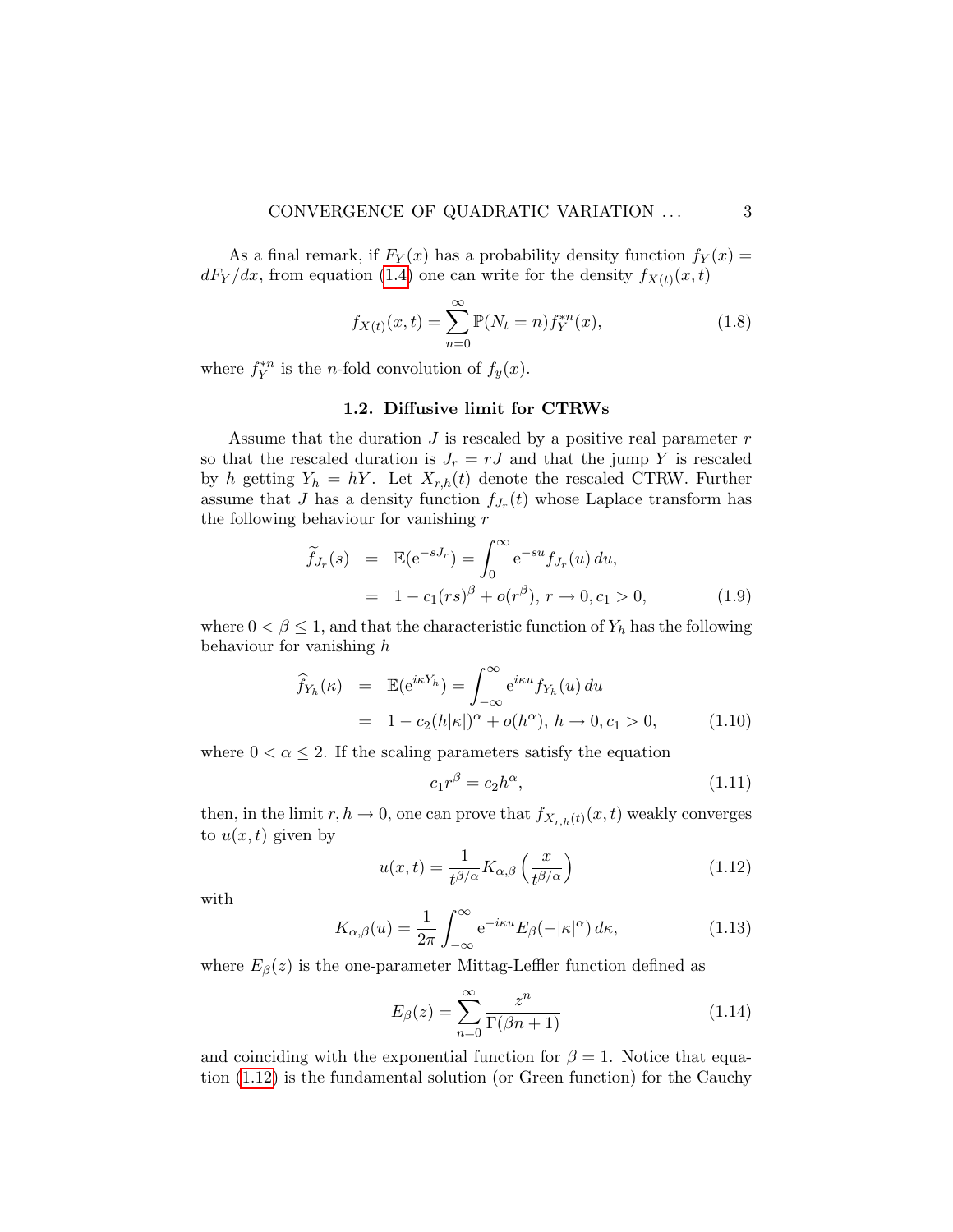As a final remark, if $F_Y(x)$ has a probability density function $f_Y(x) = dF_Y/dx$, from equation (1.4) one can write for the density $f_{X(t)}(x,t)$

$$
f_{X(t)}(x,t) = \sum_{n=0}^{\infty} \mathbb{P}(N_t = n) f_Y^{*n}(x), \tag{1.8}
$$

where $f_Y^{*n}$ is the $n$-fold convolution of $f_y(x)$.

### 1.2. Diffusive limit for CTRWs

Assume that the duration $J$ is rescaled by a positive real parameter $r$ so that the rescaled duration is $J_r = rJ$ and that the jump $Y$ is rescaled by $h$ getting $Y_h = hY$. Let $X_{r,h}(t)$ denote the rescaled CTRW. Further assume that $J$ has a density function $f_{J_r}(t)$ whose Laplace transform has the following behaviour for vanishing $r$

$$
\begin{aligned}
\widetilde{f}_{J_r}(s) &= \mathbb{E}(\mathrm{e}^{-sJ_r}) = \int_0^{\infty} \mathrm{e}^{-su} f_{J_r}(u)\, du, \\
&= 1 - c_1 (rs)^{\beta} + o(r^{\beta}),\; r \to 0, c_1 > 0,
\end{aligned} \tag{1.9}
$$

where $0 < \beta \leq 1$, and that the characteristic function of $Y_h$ has the following behaviour for vanishing $h$

$$
\begin{aligned}
\widehat{f}_{Y_h}(\kappa) &= \mathbb{E}(\mathrm{e}^{i\kappa Y_h}) = \int_{-\infty}^{\infty} \mathrm{e}^{i\kappa u} f_{Y_h}(u)\, du \\
&= 1 - c_2 (h|\kappa|)^{\alpha} + o(h^{\alpha}),\; h \to 0, c_1 > 0,
\end{aligned} \tag{1.10}
$$

where $0 < \alpha \leq 2$. If the scaling parameters satisfy the equation

$$
c_1 r^{\beta} = c_2 h^{\alpha}, \tag{1.11}
$$

then, in the limit $r, h \to 0$, one can prove that $f_{X_{r,h}(t)}(x,t)$ weakly converges to $u(x,t)$ given by

$$
u(x,t) = \frac{1}{t^{\beta/\alpha}} K_{\alpha,\beta}\left(\frac{x}{t^{\beta/\alpha}}\right) \tag{1.12}
$$

with

$$
K_{\alpha,\beta}(u) = \frac{1}{2\pi} \int_{-\infty}^{\infty} \mathrm{e}^{-i\kappa u} E_{\beta}(-|\kappa|^{\alpha})\, d\kappa, \tag{1.13}
$$

where $E_{\beta}(z)$ is the one-parameter Mittag-Leffler function defined as

$$
E_{\beta}(z) = \sum_{n=0}^{\infty} \frac{z^n}{\Gamma(\beta n + 1)} \tag{1.14}
$$

and coinciding with the exponential function for $\beta = 1$. Notice that equation (1.12) is the fundamental solution (or Green function) for the Cauchy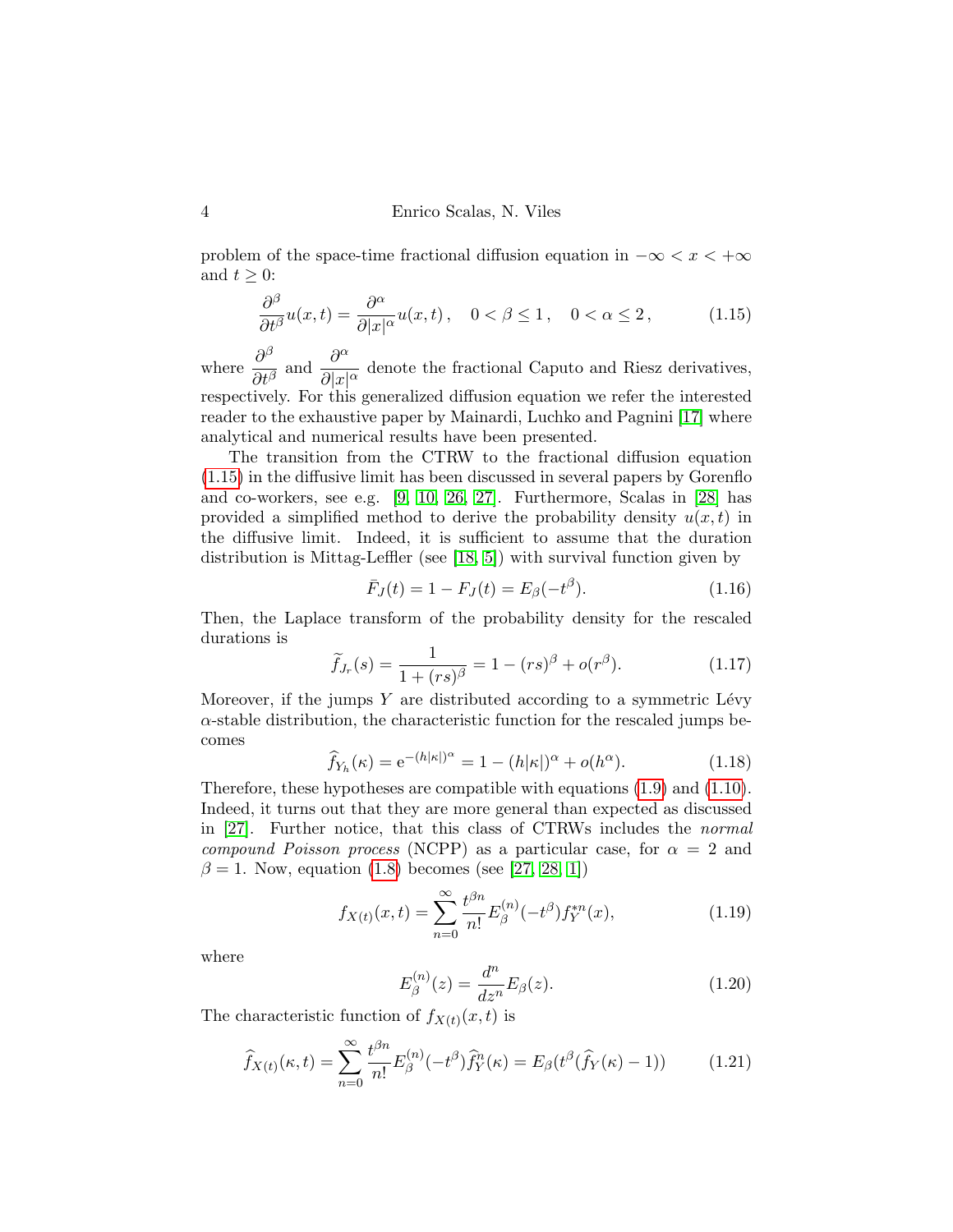problem of the space-time fractional diffusion equation in $-\infty < x < +\infty$ and $t \geq 0$:

$$\frac{\partial^\beta}{\partial t^\beta} u(x,t) = \frac{\partial^\alpha}{\partial |x|^\alpha} u(x,t)\,, \quad 0 < \beta \leq 1\,, \quad 0 < \alpha \leq 2\,, \tag{1.15}$$

where $\dfrac{\partial^\beta}{\partial t^\beta}$ and $\dfrac{\partial^\alpha}{\partial |x|^\alpha}$ denote the fractional Caputo and Riesz derivatives, respectively. For this generalized diffusion equation we refer the interested reader to the exhaustive paper by Mainardi, Luchko and Pagnini [17] where analytical and numerical results have been presented.

The transition from the CTRW to the fractional diffusion equation (1.15) in the diffusive limit has been discussed in several papers by Gorenflo and co-workers, see e.g. [9, 10, 26, 27]. Furthermore, Scalas in [28] has provided a simplified method to derive the probability density $u(x,t)$ in the diffusive limit. Indeed, it is sufficient to assume that the duration distribution is Mittag-Leffler (see [18, 5]) with survival function given by

$$\bar{F}_J(t) = 1 - F_J(t) = E_\beta(-t^\beta). \tag{1.16}$$

Then, the Laplace transform of the probability density for the rescaled durations is

$$\widetilde{f}_{J_r}(s) = \frac{1}{1 + (rs)^\beta} = 1 - (rs)^\beta + o(r^\beta). \tag{1.17}$$

Moreover, if the jumps $Y$ are distributed according to a symmetric Lévy $\alpha$-stable distribution, the characteristic function for the rescaled jumps becomes

$$\widehat{f}_{Y_h}(\kappa) = \mathrm{e}^{-(h|\kappa|)^\alpha} = 1 - (h|\kappa|)^\alpha + o(h^\alpha). \tag{1.18}$$

Therefore, these hypotheses are compatible with equations (1.9) and (1.10). Indeed, it turns out that they are more general than expected as discussed in [27]. Further notice, that this class of CTRWs includes the *normal compound Poisson process* (NCPP) as a particular case, for $\alpha = 2$ and $\beta = 1$. Now, equation (1.8) becomes (see [27, 28, 1])

$$f_{X(t)}(x,t) = \sum_{n=0}^{\infty} \frac{t^{\beta n}}{n!} E_\beta^{(n)}(-t^\beta) f_Y^{*n}(x), \tag{1.19}$$

where

$$E_\beta^{(n)}(z) = \frac{d^n}{dz^n} E_\beta(z). \tag{1.20}$$

The characteristic function of $f_{X(t)}(x,t)$ is

$$\widehat{f}_{X(t)}(\kappa,t) = \sum_{n=0}^{\infty} \frac{t^{\beta n}}{n!} E_\beta^{(n)}(-t^\beta) \widehat{f}_Y^{n}(\kappa) = E_\beta(t^\beta(\widehat{f}_Y(\kappa) - 1)) \tag{1.21}$$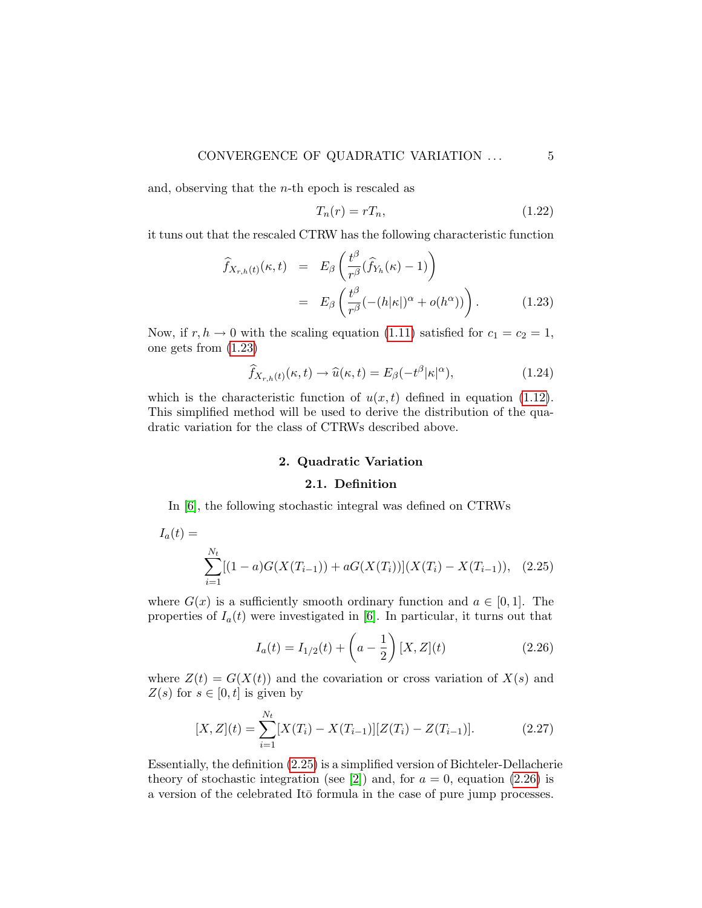and, observing that the $n$-th epoch is rescaled as

$$T_n(r) = rT_n, \tag{1.22}$$

it tuns out that the rescaled CTRW has the following characteristic function

$$\begin{aligned}
\widehat{f}_{X_{r,h}(t)}(\kappa, t) &= E_\beta \left( \frac{t^\beta}{r^\beta} (\widehat{f}_{Y_h}(\kappa) - 1) \right) \\
&= E_\beta \left( \frac{t^\beta}{r^\beta} (-(h|\kappa|)^\alpha + o(h^\alpha)) \right). \qquad (1.23)
\end{aligned}$$

Now, if $r, h \to 0$ with the scaling equation (1.11) satisfied for $c_1 = c_2 = 1$, one gets from (1.23)

$$\widehat{f}_{X_{r,h}(t)}(\kappa, t) \to \widehat{u}(\kappa, t) = E_\beta(-t^\beta |\kappa|^\alpha), \tag{1.24}$$

which is the characteristic function of $u(x, t)$ defined in equation (1.12). This simplified method will be used to derive the distribution of the quadratic variation for the class of CTRWs described above.

## 2. Quadratic Variation

### 2.1. Definition

In [6], the following stochastic integral was defined on CTRWs

$$I_a(t) = \sum_{i=1}^{N_t} [(1-a)G(X(T_{i-1})) + aG(X(T_i))](X(T_i) - X(T_{i-1})), \tag{2.25}$$

where $G(x)$ is a sufficiently smooth ordinary function and $a \in [0, 1]$. The properties of $I_a(t)$ were investigated in [6]. In particular, it turns out that

$$I_a(t) = I_{1/2}(t) + \left( a - \frac{1}{2} \right) [X, Z](t) \tag{2.26}$$

where $Z(t) = G(X(t))$ and the covariation or cross variation of $X(s)$ and $Z(s)$ for $s \in [0, t]$ is given by

$$[X, Z](t) = \sum_{i=1}^{N_t} [X(T_i) - X(T_{i-1})][Z(T_i) - Z(T_{i-1})]. \tag{2.27}$$

Essentially, the definition (2.25) is a simplified version of Bichteler-Dellacherie theory of stochastic integration (see [2]) and, for $a = 0$, equation (2.26) is a version of the celebrated Itō formula in the case of pure jump processes.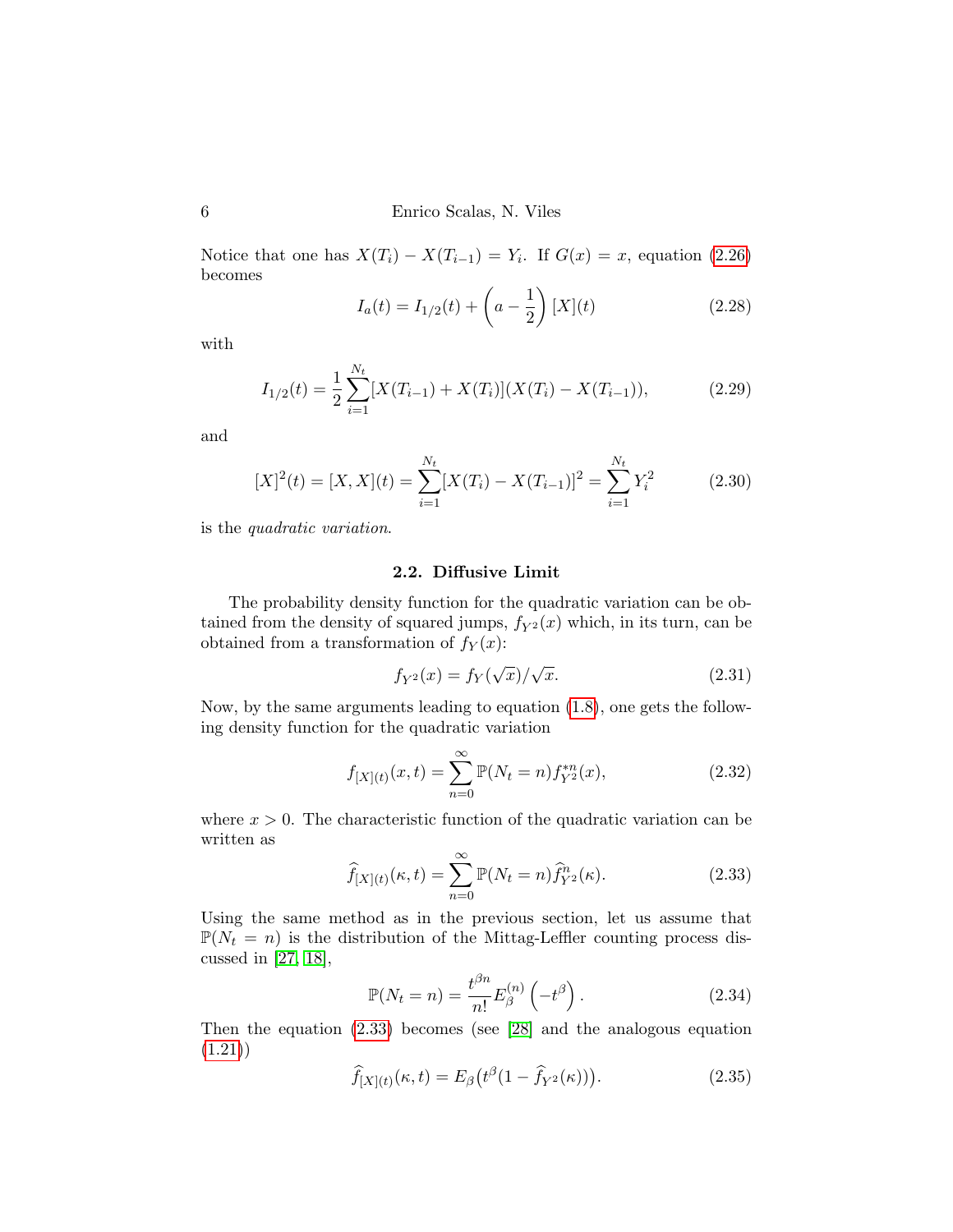Notice that one has $X(T_i) - X(T_{i-1}) = Y_i$. If $G(x) = x$, equation (2.26) becomes

$$I_a(t) = I_{1/2}(t) + \left(a - \frac{1}{2}\right)[X](t) \tag{2.28}$$

with

$$I_{1/2}(t) = \frac{1}{2}\sum_{i=1}^{N_t}[X(T_{i-1}) + X(T_i)](X(T_i) - X(T_{i-1})), \tag{2.29}$$

and

$$[X]^2(t) = [X, X](t) = \sum_{i=1}^{N_t}[X(T_i) - X(T_{i-1})]^2 = \sum_{i=1}^{N_t} Y_i^2 \tag{2.30}$$

is the *quadratic variation*.

### 2.2. Diffusive Limit

The probability density function for the quadratic variation can be obtained from the density of squared jumps, $f_{Y^2}(x)$ which, in its turn, can be obtained from a transformation of $f_Y(x)$:

$$f_{Y^2}(x) = f_Y(\sqrt{x})/\sqrt{x}. \tag{2.31}$$

Now, by the same arguments leading to equation (1.8), one gets the following density function for the quadratic variation

$$f_{[X](t)}(x, t) = \sum_{n=0}^{\infty} \mathbb{P}(N_t = n) f_{Y^2}^{*n}(x), \tag{2.32}$$

where $x > 0$. The characteristic function of the quadratic variation can be written as

$$\widehat{f}_{[X](t)}(\kappa, t) = \sum_{n=0}^{\infty} \mathbb{P}(N_t = n) \widehat{f}_{Y^2}^{n}(\kappa). \tag{2.33}$$

Using the same method as in the previous section, let us assume that $\mathbb{P}(N_t = n)$ is the distribution of the Mittag-Leffler counting process discussed in [27, 18],

$$\mathbb{P}(N_t = n) = \frac{t^{\beta n}}{n!} E_{\beta}^{(n)}\left(-t^{\beta}\right). \tag{2.34}$$

Then the equation (2.33) becomes (see [28] and the analogous equation (1.21))

$$\widehat{f}_{[X](t)}(\kappa, t) = E_{\beta}\big(t^{\beta}(1 - \widehat{f}_{Y^2}(\kappa))\big). \tag{2.35}$$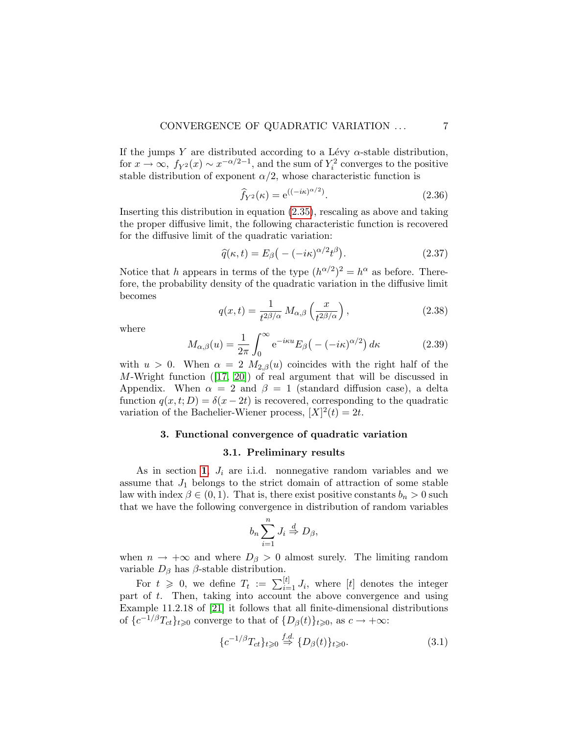If the jumps $Y$ are distributed according to a Lévy $\alpha$-stable distribution, for $x \to \infty$, $f_{Y^2}(x) \sim x^{-\alpha/2-1}$, and the sum of $Y_i^2$ converges to the positive stable distribution of exponent $\alpha/2$, whose characteristic function is

$$\widehat{f}_{Y^2}(\kappa) = \mathrm{e}^{((-i\kappa)^{\alpha/2})}. \tag{2.36}$$

Inserting this distribution in equation (2.35), rescaling as above and taking the proper diffusive limit, the following characteristic function is recovered for the diffusive limit of the quadratic variation:

$$\widehat{q}(\kappa, t) = E_\beta\big(-(-i\kappa)^{\alpha/2} t^\beta\big). \tag{2.37}$$

Notice that $h$ appears in terms of the type $(h^{\alpha/2})^2 = h^\alpha$ as before. Therefore, the probability density of the quadratic variation in the diffusive limit becomes

$$q(x, t) = \frac{1}{t^{2\beta/\alpha}} M_{\alpha,\beta}\left(\frac{x}{t^{2\beta/\alpha}}\right), \tag{2.38}$$

where

$$M_{\alpha,\beta}(u) = \frac{1}{2\pi}\int_0^\infty \mathrm{e}^{-i\kappa u} E_\beta\big(-(-i\kappa)^{\alpha/2}\big)\, d\kappa \tag{2.39}$$

with $u > 0$. When $\alpha = 2$ $M_{2,\beta}(u)$ coincides with the right half of the $M$-Wright function ([17, 20]) of real argument that will be discussed in Appendix. When $\alpha = 2$ and $\beta = 1$ (standard diffusion case), a delta function $q(x, t; D) = \delta(x - 2t)$ is recovered, corresponding to the quadratic variation of the Bachelier-Wiener process, $[X]^2(t) = 2t$.

## 3. Functional convergence of quadratic variation

### 3.1. Preliminary results

As in section 1, $J_i$ are i.i.d. nonnegative random variables and we assume that $J_1$ belongs to the strict domain of attraction of some stable law with index $\beta \in (0, 1)$. That is, there exist positive constants $b_n > 0$ such that we have the following convergence in distribution of random variables

$$b_n \sum_{i=1}^{n} J_i \overset{d}{\Rightarrow} D_\beta,$$

when $n \to +\infty$ and where $D_\beta > 0$ almost surely. The limiting random variable $D_\beta$ has $\beta$-stable distribution.

For $t \geqslant 0$, we define $T_t := \sum_{i=1}^{[t]} J_i$, where $[t]$ denotes the integer part of $t$. Then, taking into account the above convergence and using Example 11.2.18 of [21] it follows that all finite-dimensional distributions of $\{c^{-1/\beta} T_{ct}\}_{t\geqslant 0}$ converge to that of $\{D_\beta(t)\}_{t\geqslant 0}$, as $c \to +\infty$:

$$\{c^{-1/\beta} T_{ct}\}_{t\geqslant 0} \overset{f.d.}{\Rightarrow} \{D_\beta(t)\}_{t\geqslant 0}. \tag{3.1}$$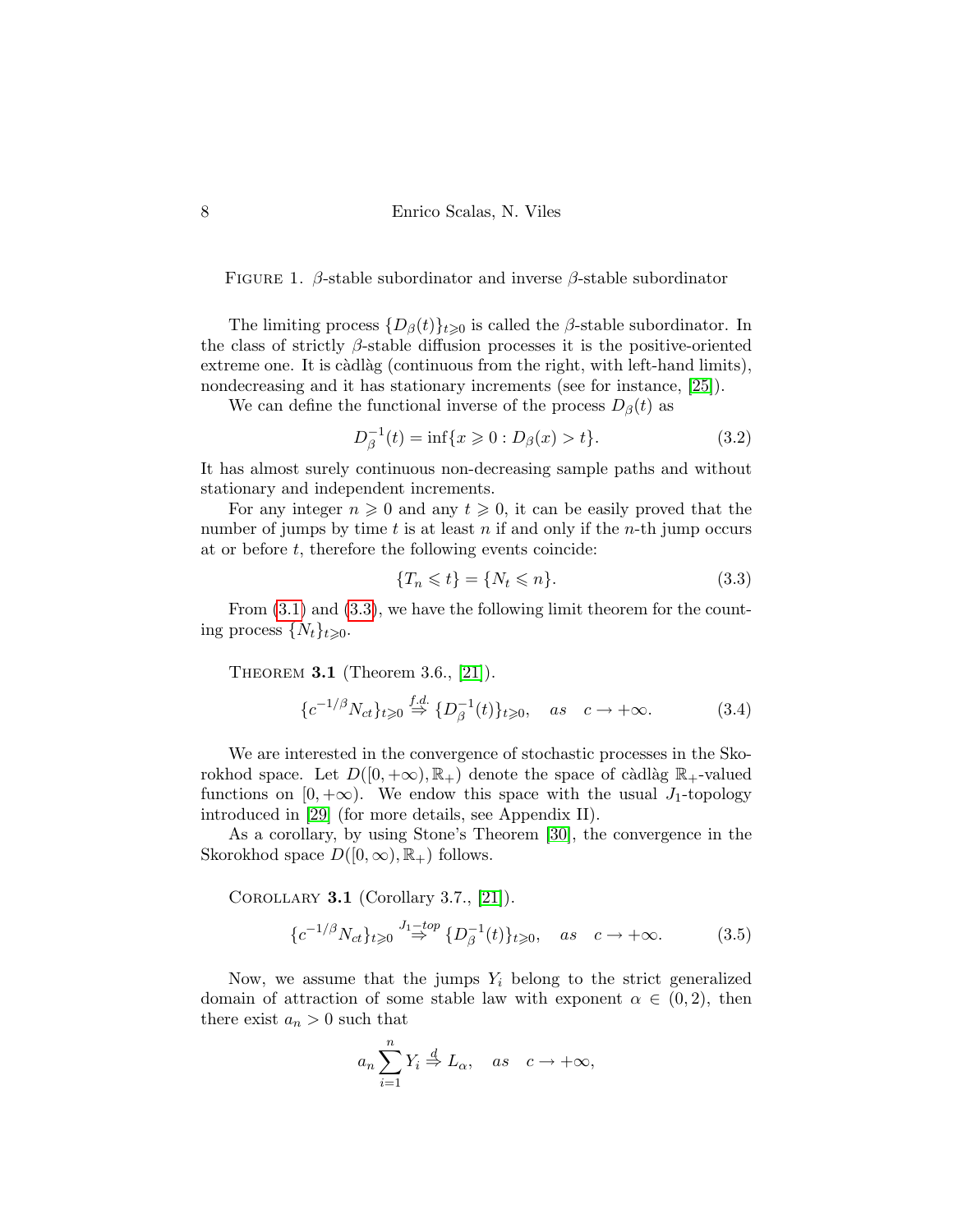FIGURE 1. $\beta$-stable subordinator and inverse $\beta$-stable subordinator

The limiting process $\{D_\beta(t)\}_{t\geqslant 0}$ is called the $\beta$-stable subordinator. In the class of strictly $\beta$-stable diffusion processes it is the positive-oriented extreme one. It is càdlàg (continuous from the right, with left-hand limits), nondecreasing and it has stationary increments (see for instance, [25]).

We can define the functional inverse of the process $D_\beta(t)$ as

$$D_\beta^{-1}(t) = \inf\{x \geqslant 0 : D_\beta(x) > t\}. \tag{3.2}$$

It has almost surely continuous non-decreasing sample paths and without stationary and independent increments.

For any integer $n \geqslant 0$ and any $t \geqslant 0$, it can be easily proved that the number of jumps by time $t$ is at least $n$ if and only if the $n$-th jump occurs at or before $t$, therefore the following events coincide:

$$\{T_n \leqslant t\} = \{N_t \leqslant n\}. \tag{3.3}$$

From (3.1) and (3.3), we have the following limit theorem for the counting process $\{N_t\}_{t\geqslant 0}$.

THEOREM **3.1** (Theorem 3.6., [21]).

$$\{c^{-1/\beta} N_{ct}\}_{t\geqslant 0} \overset{f.d.}{\Rightarrow} \{D_\beta^{-1}(t)\}_{t\geqslant 0}, \quad as \quad c \to +\infty. \tag{3.4}$$

We are interested in the convergence of stochastic processes in the Skorokhod space. Let $D([0,+\infty),\mathbb{R}_+)$ denote the space of càdlàg $\mathbb{R}_+$-valued functions on $[0,+\infty)$. We endow this space with the usual $J_1$-topology introduced in [29] (for more details, see Appendix II).

As a corollary, by using Stone's Theorem [30], the convergence in the Skorokhod space $D([0,\infty),\mathbb{R}_+)$ follows.

COROLLARY **3.1** (Corollary 3.7., [21]).

$$\{c^{-1/\beta} N_{ct}\}_{t\geqslant 0} \overset{J_1-top}{\Rightarrow} \{D_\beta^{-1}(t)\}_{t\geqslant 0}, \quad as \quad c \to +\infty. \tag{3.5}$$

Now, we assume that the jumps $Y_i$ belong to the strict generalized domain of attraction of some stable law with exponent $\alpha \in (0,2)$, then there exist $a_n > 0$ such that

$$a_n \sum_{i=1}^{n} Y_i \overset{d}{\Rightarrow} L_\alpha, \quad as \quad c \to +\infty,$$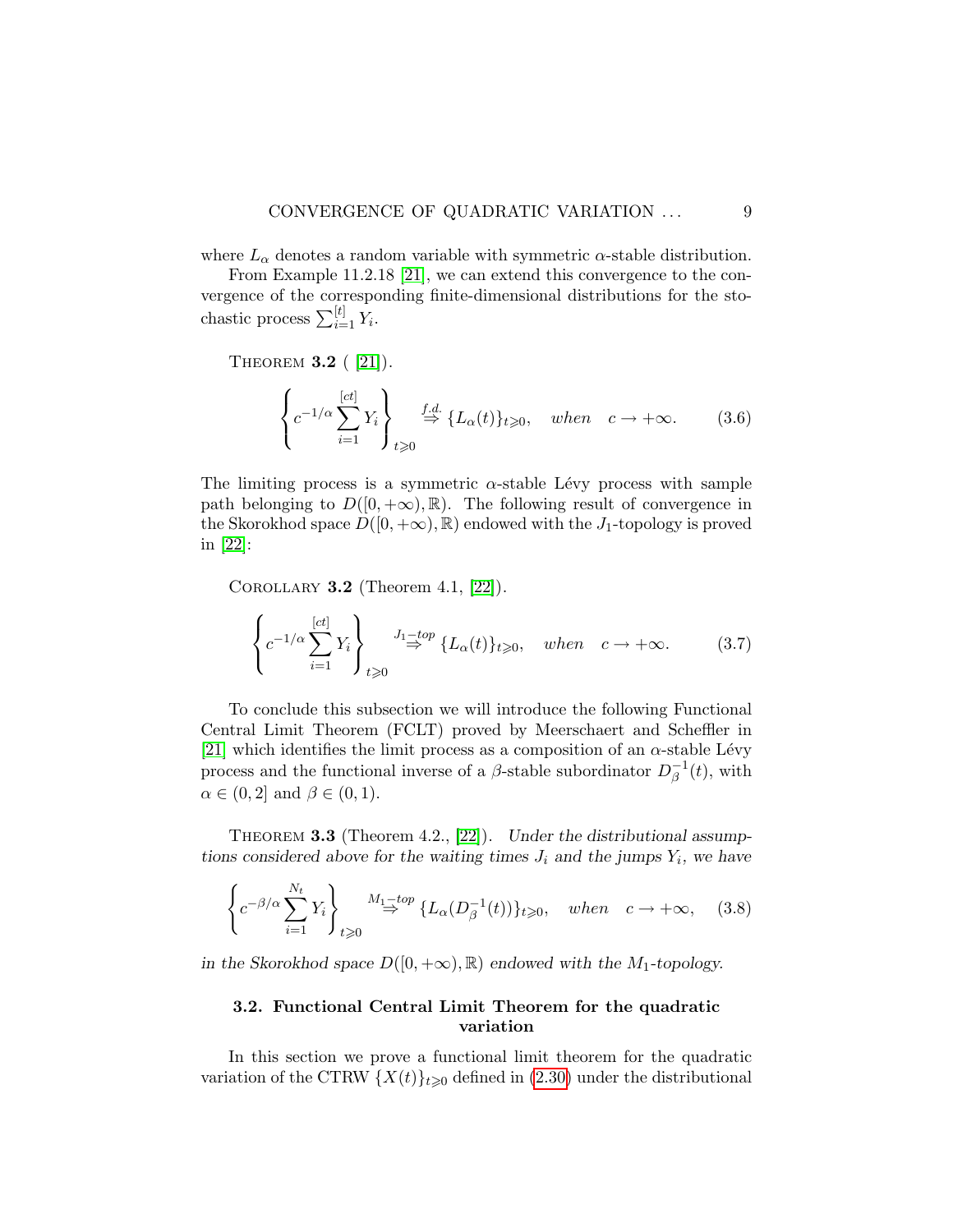where $L_\alpha$ denotes a random variable with symmetric $\alpha$-stable distribution.

From Example 11.2.18 [21], we can extend this convergence to the convergence of the corresponding finite-dimensional distributions for the stochastic process $\sum_{i=1}^{[t]} Y_i$.

THEOREM **3.2** ( [21]).

$$\left\{ c^{-1/\alpha} \sum_{i=1}^{[ct]} Y_i \right\}_{t \geqslant 0} \overset{f.d.}{\Rightarrow} \{L_\alpha(t)\}_{t \geqslant 0}, \quad when \quad c \to +\infty. \tag{3.6}$$

The limiting process is a symmetric $\alpha$-stable Lévy process with sample path belonging to $D([0, +\infty), \mathbb{R})$. The following result of convergence in the Skorokhod space $D([0, +\infty), \mathbb{R})$ endowed with the $J_1$-topology is proved in [22]:

COROLLARY **3.2** (Theorem 4.1, [22]).

$$\left\{ c^{-1/\alpha} \sum_{i=1}^{[ct]} Y_i \right\}_{t \geqslant 0} \overset{J_1-top}{\Rightarrow} \{L_\alpha(t)\}_{t \geqslant 0}, \quad when \quad c \to +\infty. \tag{3.7}$$

To conclude this subsection we will introduce the following Functional Central Limit Theorem (FCLT) proved by Meerschaert and Scheffler in [21] which identifies the limit process as a composition of an $\alpha$-stable Lévy process and the functional inverse of a $\beta$-stable subordinator $D_\beta^{-1}(t)$, with $\alpha \in (0, 2]$ and $\beta \in (0, 1)$.

THEOREM **3.3** (Theorem 4.2., [22]). *Under the distributional assumptions considered above for the waiting times $J_i$ and the jumps $Y_i$, we have*

$$\left\{ c^{-\beta/\alpha} \sum_{i=1}^{N_t} Y_i \right\}_{t \geqslant 0} \overset{M_1-top}{\Rightarrow} \{L_\alpha(D_\beta^{-1}(t))\}_{t \geqslant 0}, \quad when \quad c \to +\infty, \tag{3.8}$$

*in the Skorokhod space $D([0, +\infty), \mathbb{R})$ endowed with the $M_1$-topology.*

### 3.2. Functional Central Limit Theorem for the quadratic variation

In this section we prove a functional limit theorem for the quadratic variation of the CTRW $\{X(t)\}_{t \geqslant 0}$ defined in (2.30) under the distributional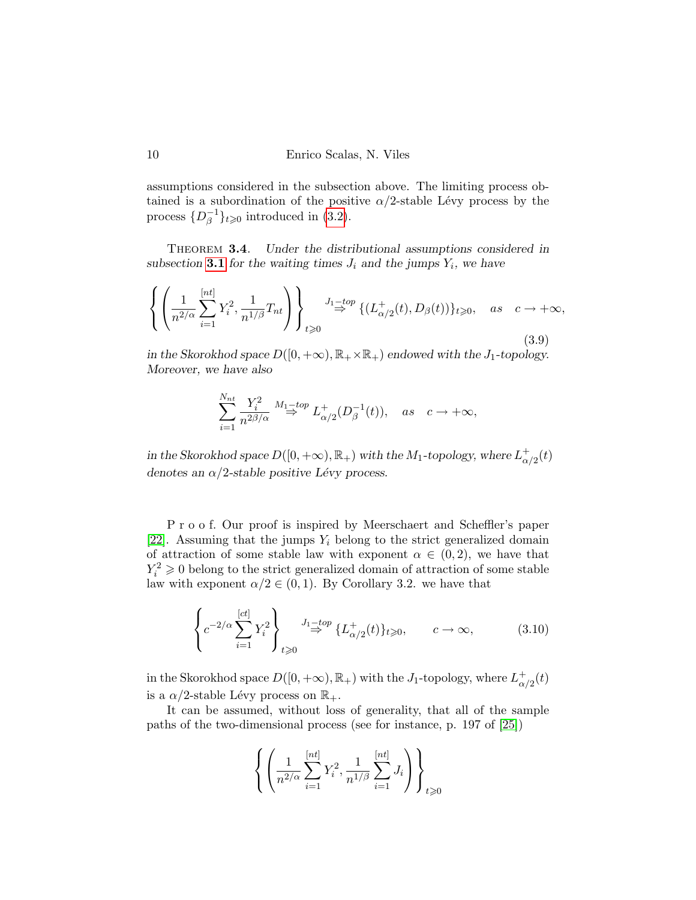assumptions considered in the subsection above. The limiting process obtained is a subordination of the positive $\alpha/2$-stable Lévy process by the process $\{D_\beta^{-1}\}_{t\geqslant 0}$ introduced in (3.2).

Theorem **3.4**. *Under the distributional assumptions considered in subsection* **3.1** *for the waiting times $J_i$ and the jumps $Y_i$, we have*

$$\left\{ \left( \frac{1}{n^{2/\alpha}} \sum_{i=1}^{[nt]} Y_i^2, \frac{1}{n^{1/\beta}} T_{nt} \right) \right\}_{t\geqslant 0} \overset{J_1-top}{\Rightarrow} \{(L_{\alpha/2}^+(t), D_\beta(t))\}_{t\geqslant 0}, \quad as \quad c \to +\infty, \tag{3.9}$$

*in the Skorokhod space $D([0,+\infty), \mathbb{R}_+ \times \mathbb{R}_+)$ endowed with the $J_1$-topology. Moreover, we have also*

$$\sum_{i=1}^{N_{nt}} \frac{Y_i^2}{n^{2\beta/\alpha}} \overset{M_1-top}{\Rightarrow} L_{\alpha/2}^+(D_\beta^{-1}(t)), \quad as \quad c \to +\infty,$$

*in the Skorokhod space $D([0,+\infty), \mathbb{R}_+)$ with the $M_1$-topology, where $L_{\alpha/2}^+(t)$ denotes an $\alpha/2$-stable positive Lévy process.*

P r o o f. Our proof is inspired by Meerschaert and Scheffler's paper [22]. Assuming that the jumps $Y_i$ belong to the strict generalized domain of attraction of some stable law with exponent $\alpha \in (0,2)$, we have that $Y_i^2 \geqslant 0$ belong to the strict generalized domain of attraction of some stable law with exponent $\alpha/2 \in (0,1)$. By Corollary 3.2. we have that

$$\left\{ c^{-2/\alpha} \sum_{i=1}^{[ct]} Y_i^2 \right\}_{t\geqslant 0} \overset{J_1-top}{\Rightarrow} \{L_{\alpha/2}^+(t)\}_{t\geqslant 0}, \qquad c \to \infty, \tag{3.10}$$

in the Skorokhod space $D([0,+\infty), \mathbb{R}_+)$ with the $J_1$-topology, where $L_{\alpha/2}^+(t)$ is a $\alpha/2$-stable Lévy process on $\mathbb{R}_+$.

It can be assumed, without loss of generality, that all of the sample paths of the two-dimensional process (see for instance, p. 197 of [25])

$$\left\{ \left( \frac{1}{n^{2/\alpha}} \sum_{i=1}^{[nt]} Y_i^2, \frac{1}{n^{1/\beta}} \sum_{i=1}^{[nt]} J_i \right) \right\}_{t\geqslant 0}$$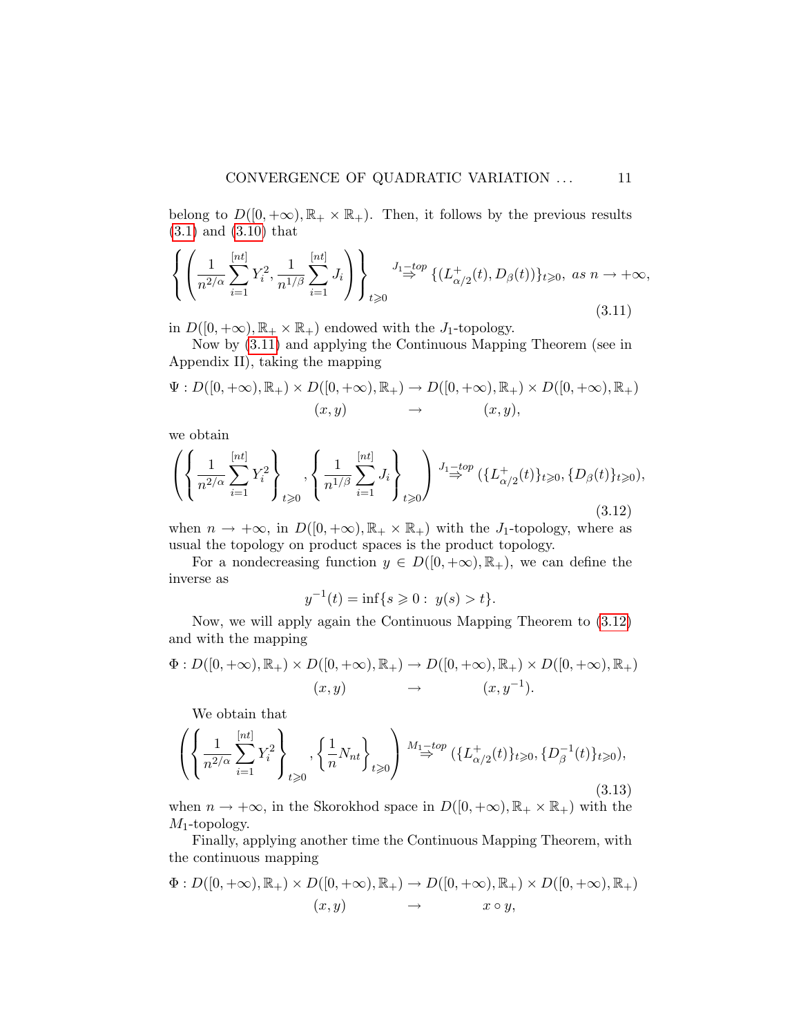belong to $D([0,+\infty),\mathbb{R}_+\times\mathbb{R}_+)$. Then, it follows by the previous results (3.1) and (3.10) that

$$\left\{\left(\frac{1}{n^{2/\alpha}}\sum_{i=1}^{[nt]}Y_i^2,\frac{1}{n^{1/\beta}}\sum_{i=1}^{[nt]}J_i\right)\right\}_{t\geqslant 0}\overset{J_1-top}{\Rightarrow}\{(L^+_{\alpha/2}(t),D_\beta(t))\}_{t\geqslant 0},\ as\ n\to+\infty, \tag{3.11}$$

in $D([0,+\infty),\mathbb{R}_+\times\mathbb{R}_+)$ endowed with the $J_1$-topology.

Now by (3.11) and applying the Continuous Mapping Theorem (see in Appendix II), taking the mapping

$$\begin{aligned}\Psi: D([0,+\infty),\mathbb{R}_+)\times D([0,+\infty),\mathbb{R}_+) &\to D([0,+\infty),\mathbb{R}_+)\times D([0,+\infty),\mathbb{R}_+)\\ (x,y)\qquad &\to \qquad (x,y),\end{aligned}$$

we obtain

$$\left(\left\{\frac{1}{n^{2/\alpha}}\sum_{i=1}^{[nt]}Y_i^2\right\}_{t\geqslant 0},\left\{\frac{1}{n^{1/\beta}}\sum_{i=1}^{[nt]}J_i\right\}_{t\geqslant 0}\right)\overset{J_1-top}{\Rightarrow}(\{L^+_{\alpha/2}(t)\}_{t\geqslant 0},\{D_\beta(t)\}_{t\geqslant 0}), \tag{3.12}$$

when $n\to+\infty$, in $D([0,+\infty),\mathbb{R}_+\times\mathbb{R}_+)$ with the $J_1$-topology, where as usual the topology on product spaces is the product topology.

For a nondecreasing function $y\in D([0,+\infty),\mathbb{R}_+)$, we can define the inverse as

$$y^{-1}(t)=\inf\{s\geqslant 0:\ y(s)>t\}.$$

Now, we will apply again the Continuous Mapping Theorem to (3.12) and with the mapping

$$\begin{aligned}\Phi: D([0,+\infty),\mathbb{R}_+)\times D([0,+\infty),\mathbb{R}_+) &\to D([0,+\infty),\mathbb{R}_+)\times D([0,+\infty),\mathbb{R}_+)\\ (x,y)\qquad &\to \qquad (x,y^{-1}).\end{aligned}$$

We obtain that

$$\left(\left\{\frac{1}{n^{2/\alpha}}\sum_{i=1}^{[nt]}Y_i^2\right\}_{t\geqslant 0},\left\{\frac{1}{n}N_{nt}\right\}_{t\geqslant 0}\right)\overset{M_1-top}{\Rightarrow}(\{L^+_{\alpha/2}(t)\}_{t\geqslant 0},\{D^{-1}_\beta(t)\}_{t\geqslant 0}), \tag{3.13}$$

when $n\to+\infty$, in the Skorokhod space in $D([0,+\infty),\mathbb{R}_+\times\mathbb{R}_+)$ with the $M_1$-topology.

Finally, applying another time the Continuous Mapping Theorem, with the continuous mapping

$$\begin{aligned}\Phi: D([0,+\infty),\mathbb{R}_+)\times D([0,+\infty),\mathbb{R}_+) &\to D([0,+\infty),\mathbb{R}_+)\times D([0,+\infty),\mathbb{R}_+)\\ (x,y)\qquad &\to \qquad x\circ y,\end{aligned}$$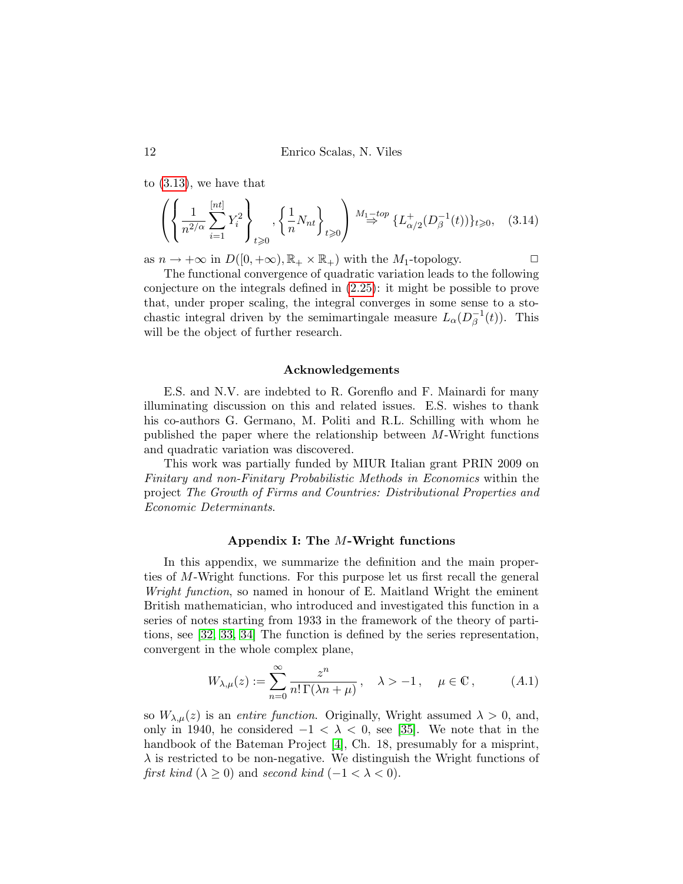to (3.13), we have that

$$\left( \left\{ \frac{1}{n^{2/\alpha}} \sum_{i=1}^{[nt]} Y_i^2 \right\}_{t \geqslant 0}, \left\{ \frac{1}{n} N_{nt} \right\}_{t \geqslant 0} \right) \overset{M_1-top}{\Rightarrow} \{L^+_{\alpha/2}(D^{-1}_\beta(t))\}_{t \geqslant 0}, \quad (3.14)$$

as $n \to +\infty$ in $D([0, +\infty), \mathbb{R}_+ \times \mathbb{R}_+)$ with the $M_1$-topology. □

The functional convergence of quadratic variation leads to the following conjecture on the integrals defined in (2.25): it might be possible to prove that, under proper scaling, the integral converges in some sense to a stochastic integral driven by the semimartingale measure $L_\alpha(D^{-1}_\beta(t))$. This will be the object of further research.

### Acknowledgements

E.S. and N.V. are indebted to R. Gorenflo and F. Mainardi for many illuminating discussion on this and related issues. E.S. wishes to thank his co-authors G. Germano, M. Politi and R.L. Schilling with whom he published the paper where the relationship between $M$-Wright functions and quadratic variation was discovered.

This work was partially funded by MIUR Italian grant PRIN 2009 on *Finitary and non-Finitary Probabilistic Methods in Economics* within the project *The Growth of Firms and Countries: Distributional Properties and Economic Determinants*.

### Appendix I: The $M$-Wright functions

In this appendix, we summarize the definition and the main properties of $M$-Wright functions. For this purpose let us first recall the general *Wright function*, so named in honour of E. Maitland Wright the eminent British mathematician, who introduced and investigated this function in a series of notes starting from 1933 in the framework of the theory of partitions, see [32, 33, 34] The function is defined by the series representation, convergent in the whole complex plane,

$$W_{\lambda,\mu}(z) := \sum_{n=0}^{\infty} \frac{z^n}{n!\,\Gamma(\lambda n + \mu)}, \quad \lambda > -1, \quad \mu \in \mathbb{C}, \quad (A.1)$$

so $W_{\lambda,\mu}(z)$ is an *entire function*. Originally, Wright assumed $\lambda > 0$, and, only in 1940, he considered $-1 < \lambda < 0$, see [35]. We note that in the handbook of the Bateman Project [4], Ch. 18, presumably for a misprint, $\lambda$ is restricted to be non-negative. We distinguish the Wright functions of *first kind* ($\lambda \geq 0$) and *second kind* ($-1 < \lambda < 0$).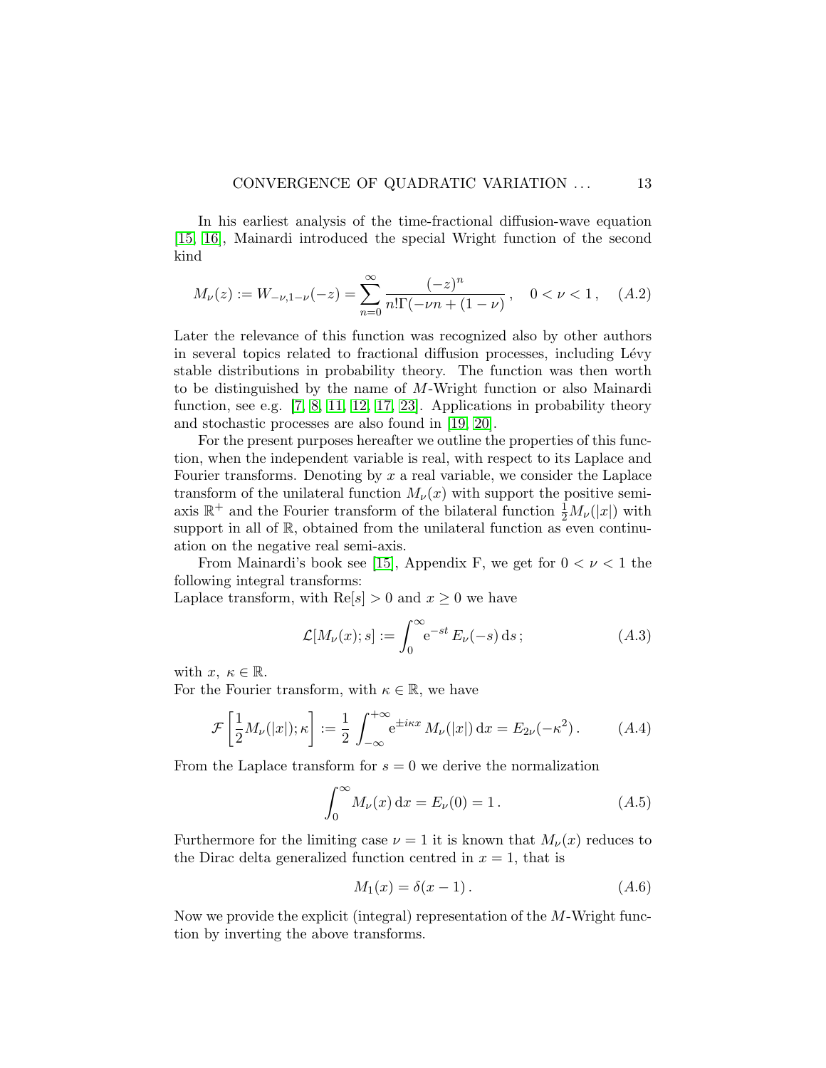In his earliest analysis of the time-fractional diffusion-wave equation [15, 16], Mainardi introduced the special Wright function of the second kind

$$M_\nu(z) := W_{-\nu,1-\nu}(-z) = \sum_{n=0}^{\infty} \frac{(-z)^n}{n!\Gamma(-\nu n + (1-\nu))}\,, \quad 0 < \nu < 1\,, \quad (A.2)$$

Later the relevance of this function was recognized also by other authors in several topics related to fractional diffusion processes, including Lévy stable distributions in probability theory. The function was then worth to be distinguished by the name of $M$-Wright function or also Mainardi function, see e.g. [7, 8, 11, 12, 17, 23]. Applications in probability theory and stochastic processes are also found in [19, 20].

For the present purposes hereafter we outline the properties of this function, when the independent variable is real, with respect to its Laplace and Fourier transforms. Denoting by $x$ a real variable, we consider the Laplace transform of the unilateral function $M_\nu(x)$ with support the positive semi-axis $\mathbb{R}^+$ and the Fourier transform of the bilateral function $\frac{1}{2}M_\nu(|x|)$ with support in all of $\mathbb{R}$, obtained from the unilateral function as even continuation on the negative real semi-axis.

From Mainardi's book see [15], Appendix F, we get for $0 < \nu < 1$ the following integral transforms:
Laplace transform, with $\mathrm{Re}[s] > 0$ and $x \geq 0$ we have

$$\mathcal{L}[M_\nu(x); s] := \int_0^\infty \mathrm{e}^{-st}\, E_\nu(-s)\,\mathrm{d}s\,; \quad (A.3)$$

with $x,\ \kappa \in \mathbb{R}$.
For the Fourier transform, with $\kappa \in \mathbb{R}$, we have

$$\mathcal{F}\left[\frac{1}{2}M_\nu(|x|); \kappa\right] := \frac{1}{2}\int_{-\infty}^{+\infty} \mathrm{e}^{\pm i\kappa x}\, M_\nu(|x|)\,\mathrm{d}x = E_{2\nu}(-\kappa^2)\,. \quad (A.4)$$

From the Laplace transform for $s = 0$ we derive the normalization

$$\int_0^\infty M_\nu(x)\,\mathrm{d}x = E_\nu(0) = 1\,. \quad (A.5)$$

Furthermore for the limiting case $\nu = 1$ it is known that $M_\nu(x)$ reduces to the Dirac delta generalized function centred in $x = 1$, that is

$$M_1(x) = \delta(x-1)\,. \quad (A.6)$$

Now we provide the explicit (integral) representation of the $M$-Wright function by inverting the above transforms.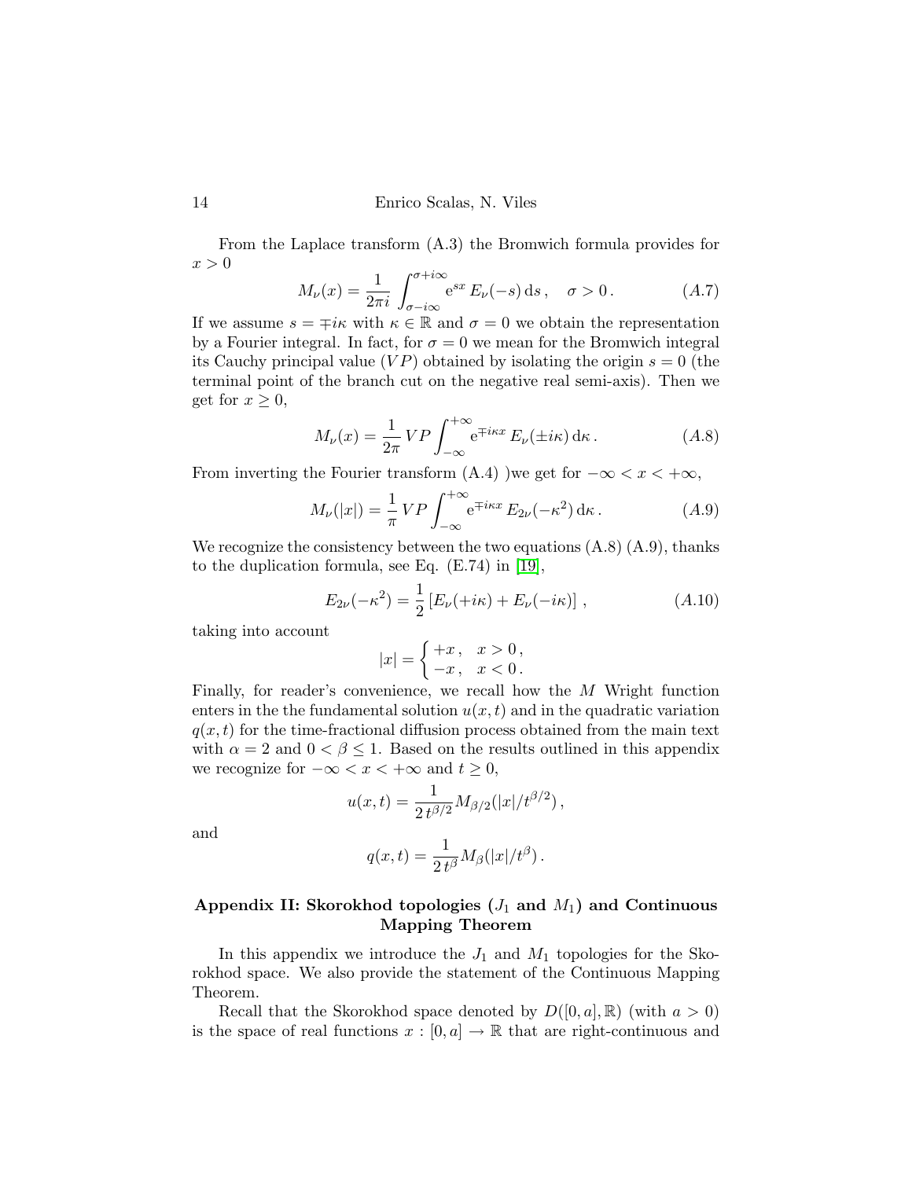From the Laplace transform (A.3) the Bromwich formula provides for $x > 0$

$$M_\nu(x) = \frac{1}{2\pi i} \int_{\sigma - i\infty}^{\sigma + i\infty} \mathrm{e}^{sx} \, E_\nu(-s) \, \mathrm{d}s \,, \quad \sigma > 0 \,. \qquad (A.7)$$

If we assume $s = \mp i\kappa$ with $\kappa \in \mathbb{R}$ and $\sigma = 0$ we obtain the representation by a Fourier integral. In fact, for $\sigma = 0$ we mean for the Bromwich integral its Cauchy principal value ($VP$) obtained by isolating the origin $s = 0$ (the terminal point of the branch cut on the negative real semi-axis). Then we get for $x \geq 0$,

$$M_\nu(x) = \frac{1}{2\pi} \, VP \int_{-\infty}^{+\infty} \mathrm{e}^{\mp i\kappa x} \, E_\nu(\pm i\kappa) \, \mathrm{d}\kappa \,. \qquad (A.8)$$

From inverting the Fourier transform (A.4) )we get for $-\infty < x < +\infty$,

$$M_\nu(|x|) = \frac{1}{\pi} \, VP \int_{-\infty}^{+\infty} \mathrm{e}^{\mp i\kappa x} \, E_{2\nu}(-\kappa^2) \, \mathrm{d}\kappa \,. \qquad (A.9)$$

We recognize the consistency between the two equations (A.8) (A.9), thanks to the duplication formula, see Eq. (E.74) in [19],

$$E_{2\nu}(-\kappa^2) = \frac{1}{2} \left[ E_\nu(+i\kappa) + E_\nu(-i\kappa) \right] \,, \qquad (A.10)$$

taking into account

$$|x| = \begin{cases} +x \,, & x > 0 \,, \\ -x \,, & x < 0 \,. \end{cases}$$

Finally, for reader's convenience, we recall how the $M$ Wright function enters in the the fundamental solution $u(x,t)$ and in the quadratic variation $q(x,t)$ for the time-fractional diffusion process obtained from the main text with $\alpha = 2$ and $0 < \beta \leq 1$. Based on the results outlined in this appendix we recognize for $-\infty < x < +\infty$ and $t \geq 0$,

$$u(x,t) = \frac{1}{2 \, t^{\beta/2}} M_{\beta/2}(|x|/t^{\beta/2}) \,,$$

and

$$q(x,t) = \frac{1}{2 \, t^{\beta}} M_{\beta}(|x|/t^{\beta}) \,.$$

## Appendix II: Skorokhod topologies ($J_1$ and $M_1$) and Continuous Mapping Theorem

In this appendix we introduce the $J_1$ and $M_1$ topologies for the Skorokhod space. We also provide the statement of the Continuous Mapping Theorem.

Recall that the Skorokhod space denoted by $D([0,a], \mathbb{R})$ (with $a > 0$) is the space of real functions $x : [0,a] \to \mathbb{R}$ that are right-continuous and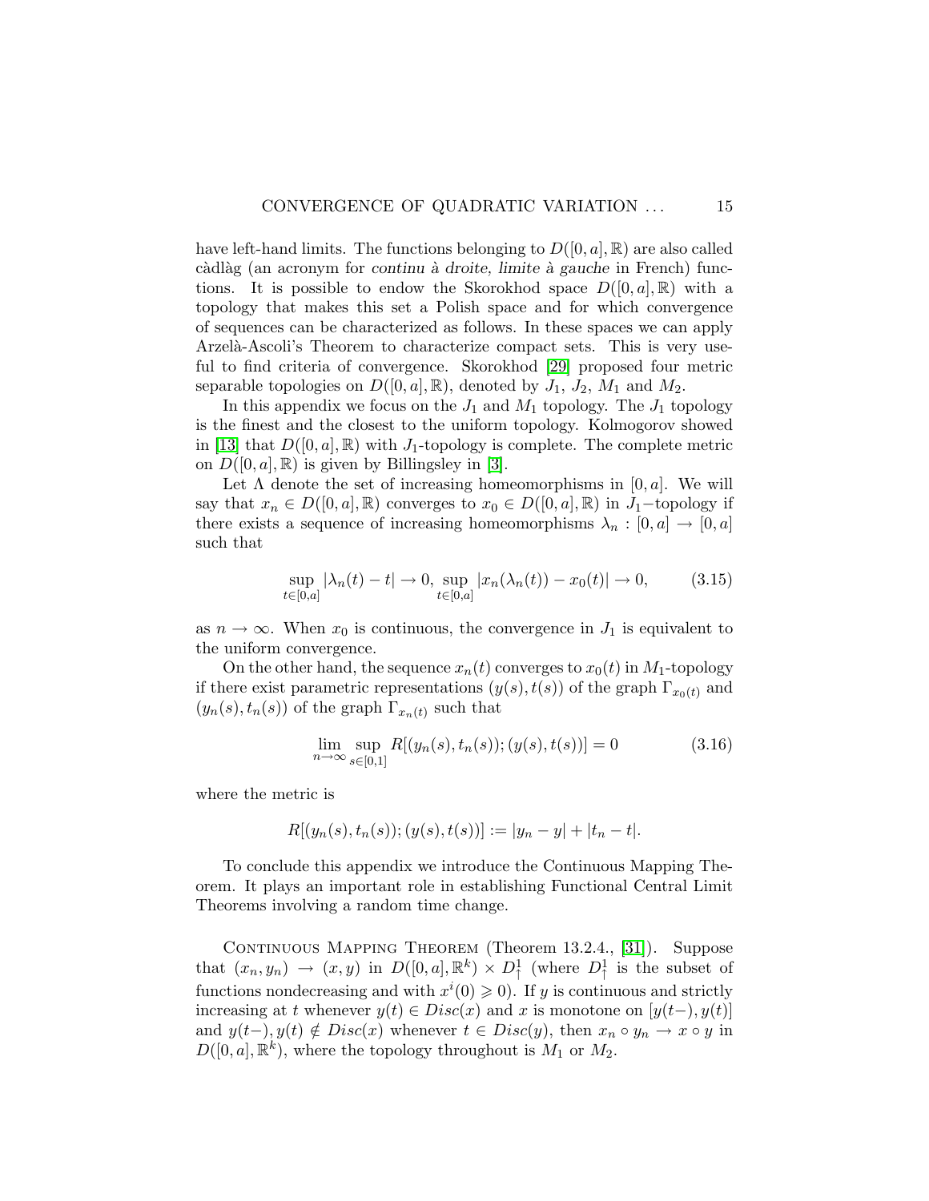have left-hand limits. The functions belonging to $D([0,a],\mathbb{R})$ are also called càdlàg (an acronym for *continu à droite, limite à gauche* in French) functions. It is possible to endow the Skorokhod space $D([0,a],\mathbb{R})$ with a topology that makes this set a Polish space and for which convergence of sequences can be characterized as follows. In these spaces we can apply Arzelà-Ascoli's Theorem to characterize compact sets. This is very useful to find criteria of convergence. Skorokhod [29] proposed four metric separable topologies on $D([0,a],\mathbb{R})$, denoted by $J_1$, $J_2$, $M_1$ and $M_2$.

In this appendix we focus on the $J_1$ and $M_1$ topology. The $J_1$ topology is the finest and the closest to the uniform topology. Kolmogorov showed in [13] that $D([0,a],\mathbb{R})$ with $J_1$-topology is complete. The complete metric on $D([0,a],\mathbb{R})$ is given by Billingsley in [3].

Let $\Lambda$ denote the set of increasing homeomorphisms in $[0,a]$. We will say that $x_n \in D([0,a],\mathbb{R})$ converges to $x_0 \in D([0,a],\mathbb{R})$ in $J_1-$topology if there exists a sequence of increasing homeomorphisms $\lambda_n : [0,a] \to [0,a]$ such that

$$\sup_{t\in[0,a]} |\lambda_n(t) - t| \to 0, \sup_{t\in[0,a]} |x_n(\lambda_n(t)) - x_0(t)| \to 0, \tag{3.15}$$

as $n \to \infty$. When $x_0$ is continuous, the convergence in $J_1$ is equivalent to the uniform convergence.

On the other hand, the sequence $x_n(t)$ converges to $x_0(t)$ in $M_1$-topology if there exist parametric representations $(y(s), t(s))$ of the graph $\Gamma_{x_0(t)}$ and $(y_n(s), t_n(s))$ of the graph $\Gamma_{x_n(t)}$ such that

$$\lim_{n\to\infty} \sup_{s\in[0,1]} R[(y_n(s), t_n(s)); (y(s), t(s))] = 0 \tag{3.16}$$

where the metric is

$$R[(y_n(s), t_n(s)); (y(s), t(s))] := |y_n - y| + |t_n - t|.$$

To conclude this appendix we introduce the Continuous Mapping Theorem. It plays an important role in establishing Functional Central Limit Theorems involving a random time change.

Continuous Mapping Theorem (Theorem 13.2.4., [31]). Suppose that $(x_n, y_n) \to (x, y)$ in $D([0,a],\mathbb{R}^k) \times D^1_{\uparrow}$ (where $D^1_{\uparrow}$ is the subset of functions nondecreasing and with $x^i(0) \geqslant 0$). If $y$ is continuous and strictly increasing at $t$ whenever $y(t) \in Disc(x)$ and $x$ is monotone on $[y(t-), y(t)]$ and $y(t-), y(t) \notin Disc(x)$ whenever $t \in Disc(y)$, then $x_n \circ y_n \to x \circ y$ in $D([0,a],\mathbb{R}^k)$, where the topology throughout is $M_1$ or $M_2$.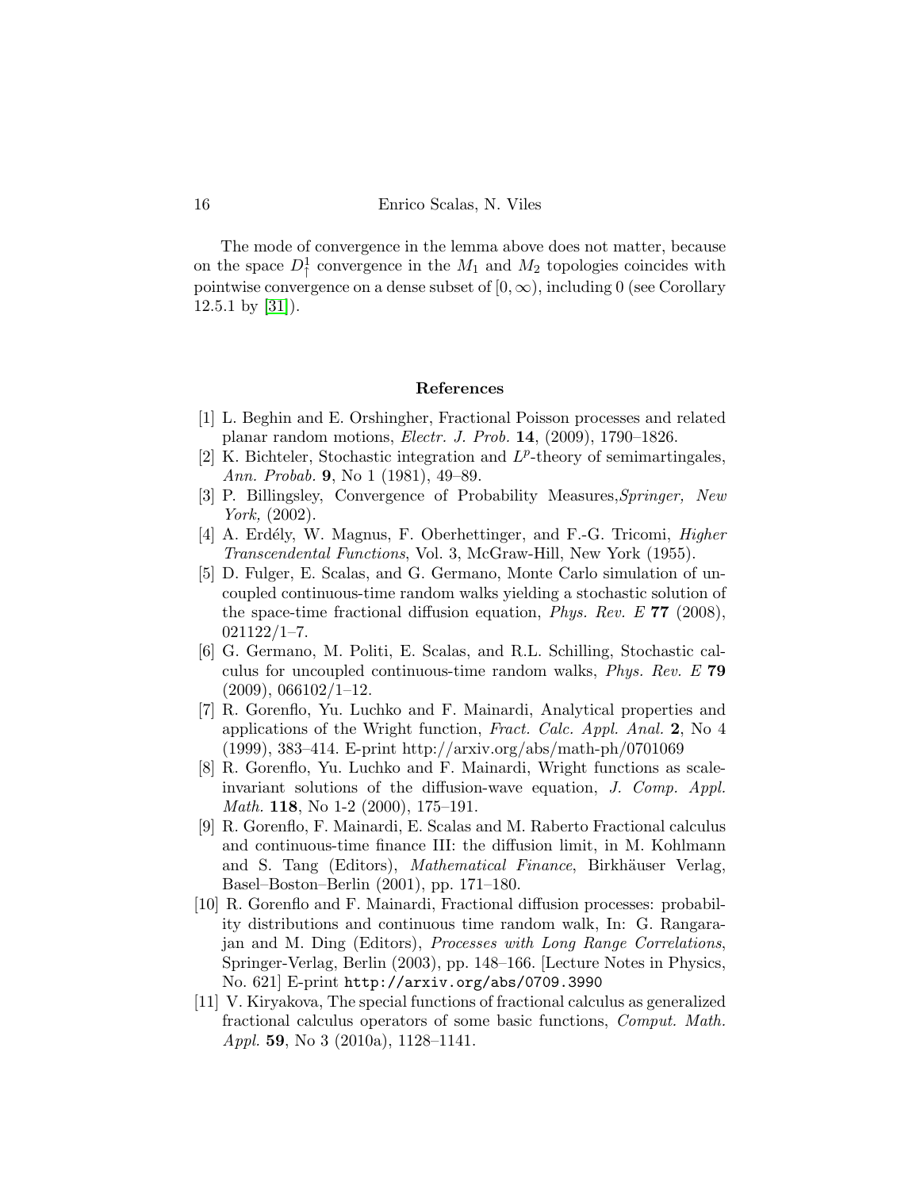The mode of convergence in the lemma above does not matter, because on the space $D^1_\uparrow$ convergence in the $M_1$ and $M_2$ topologies coincides with pointwise convergence on a dense subset of $[0,\infty)$, including 0 (see Corollary 12.5.1 by [31]).

## References

[1] L. Beghin and E. Orshingher, Fractional Poisson processes and related planar random motions, *Electr. J. Prob.* **14**, (2009), 1790–1826.

[2] K. Bichteler, Stochastic integration and $L^p$-theory of semimartingales, *Ann. Probab.* **9**, No 1 (1981), 49–89.

[3] P. Billingsley, Convergence of Probability Measures,*Springer, New York,* (2002).

[4] A. Erdély, W. Magnus, F. Oberhettinger, and F.-G. Tricomi, *Higher Transcendental Functions*, Vol. 3, McGraw-Hill, New York (1955).

[5] D. Fulger, E. Scalas, and G. Germano, Monte Carlo simulation of uncoupled continuous-time random walks yielding a stochastic solution of the space-time fractional diffusion equation, *Phys. Rev. E* **77** (2008), 021122/1–7.

[6] G. Germano, M. Politi, E. Scalas, and R.L. Schilling, Stochastic calculus for uncoupled continuous-time random walks, *Phys. Rev. E* **79** (2009), 066102/1–12.

[7] R. Gorenflo, Yu. Luchko and F. Mainardi, Analytical properties and applications of the Wright function, *Fract. Calc. Appl. Anal.* **2**, No 4 (1999), 383–414. E-print http://arxiv.org/abs/math-ph/0701069

[8] R. Gorenflo, Yu. Luchko and F. Mainardi, Wright functions as scale-invariant solutions of the diffusion-wave equation, *J. Comp. Appl. Math.* **118**, No 1-2 (2000), 175–191.

[9] R. Gorenflo, F. Mainardi, E. Scalas and M. Raberto Fractional calculus and continuous-time finance III: the diffusion limit, in M. Kohlmann and S. Tang (Editors), *Mathematical Finance*, Birkhäuser Verlag, Basel–Boston–Berlin (2001), pp. 171–180.

[10] R. Gorenflo and F. Mainardi, Fractional diffusion processes: probability distributions and continuous time random walk, In: G. Rangarajan and M. Ding (Editors), *Processes with Long Range Correlations*, Springer-Verlag, Berlin (2003), pp. 148–166. [Lecture Notes in Physics, No. 621] E-print http://arxiv.org/abs/0709.3990

[11] V. Kiryakova, The special functions of fractional calculus as generalized fractional calculus operators of some basic functions, *Comput. Math. Appl.* **59**, No 3 (2010a), 1128–1141.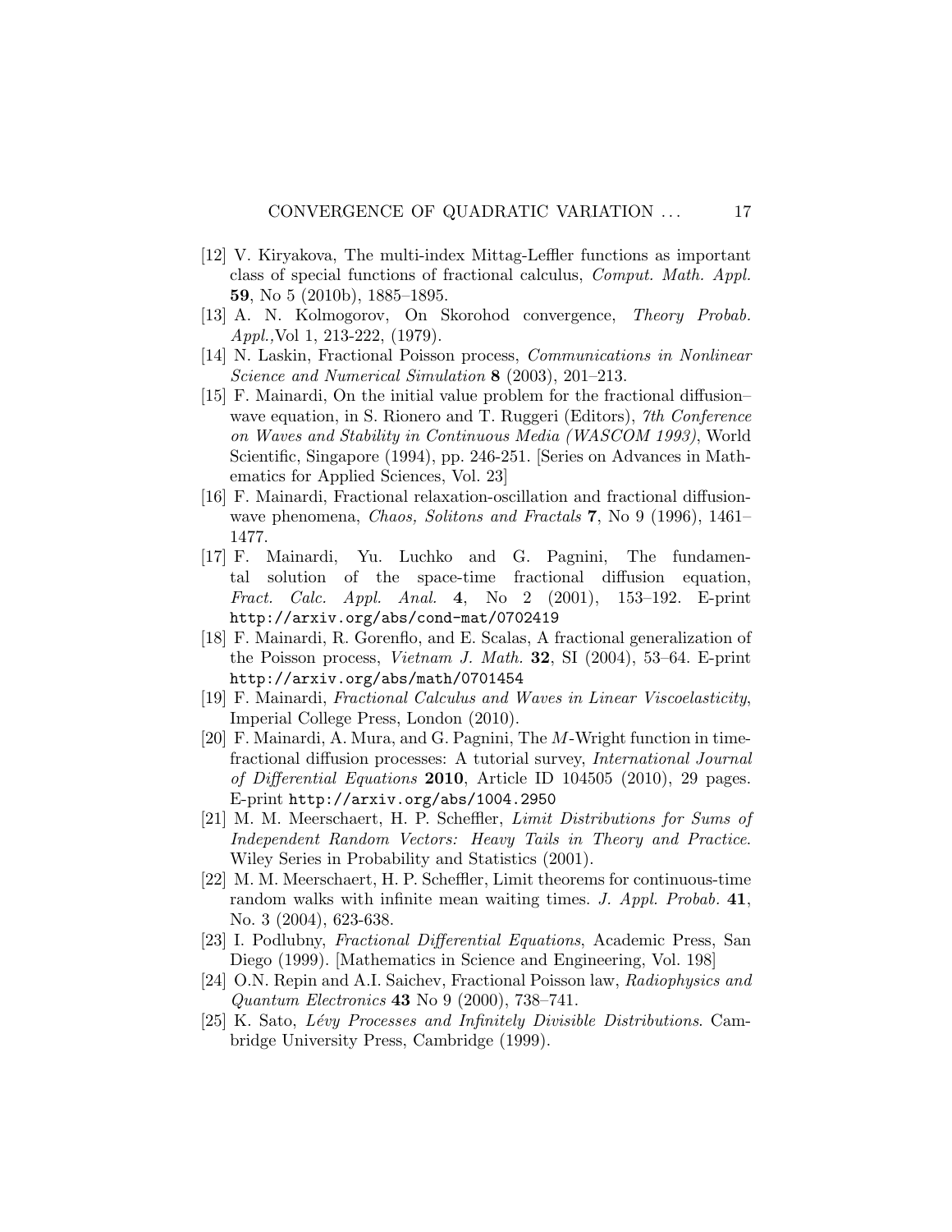[12] V. Kiryakova, The multi-index Mittag-Leffler functions as important class of special functions of fractional calculus, *Comput. Math. Appl.* **59**, No 5 (2010b), 1885–1895.

[13] A. N. Kolmogorov, On Skorohod convergence, *Theory Probab. Appl.,*Vol 1, 213-222, (1979).

[14] N. Laskin, Fractional Poisson process, *Communications in Nonlinear Science and Numerical Simulation* **8** (2003), 201–213.

[15] F. Mainardi, On the initial value problem for the fractional diffusion–wave equation, in S. Rionero and T. Ruggeri (Editors), *7th Conference on Waves and Stability in Continuous Media (WASCOM 1993)*, World Scientific, Singapore (1994), pp. 246-251. [Series on Advances in Mathematics for Applied Sciences, Vol. 23]

[16] F. Mainardi, Fractional relaxation-oscillation and fractional diffusion-wave phenomena, *Chaos, Solitons and Fractals* **7**, No 9 (1996), 1461–1477.

[17] F. Mainardi, Yu. Luchko and G. Pagnini, The fundamental solution of the space-time fractional diffusion equation, *Fract. Calc. Appl. Anal.* **4**, No 2 (2001), 153–192. E-print `http://arxiv.org/abs/cond-mat/0702419`

[18] F. Mainardi, R. Gorenflo, and E. Scalas, A fractional generalization of the Poisson process, *Vietnam J. Math.* **32**, SI (2004), 53–64. E-print `http://arxiv.org/abs/math/0701454`

[19] F. Mainardi, *Fractional Calculus and Waves in Linear Viscoelasticity*, Imperial College Press, London (2010).

[20] F. Mainardi, A. Mura, and G. Pagnini, The $M$-Wright function in time-fractional diffusion processes: A tutorial survey, *International Journal of Differential Equations* **2010**, Article ID 104505 (2010), 29 pages. E-print `http://arxiv.org/abs/1004.2950`

[21] M. M. Meerschaert, H. P. Scheffler, *Limit Distributions for Sums of Independent Random Vectors: Heavy Tails in Theory and Practice*. Wiley Series in Probability and Statistics (2001).

[22] M. M. Meerschaert, H. P. Scheffler, Limit theorems for continuous-time random walks with infinite mean waiting times. *J. Appl. Probab.* **41**, No. 3 (2004), 623-638.

[23] I. Podlubny, *Fractional Differential Equations*, Academic Press, San Diego (1999). [Mathematics in Science and Engineering, Vol. 198]

[24] O.N. Repin and A.I. Saichev, Fractional Poisson law, *Radiophysics and Quantum Electronics* **43** No 9 (2000), 738–741.

[25] K. Sato, *Lévy Processes and Infinitely Divisible Distributions*. Cambridge University Press, Cambridge (1999).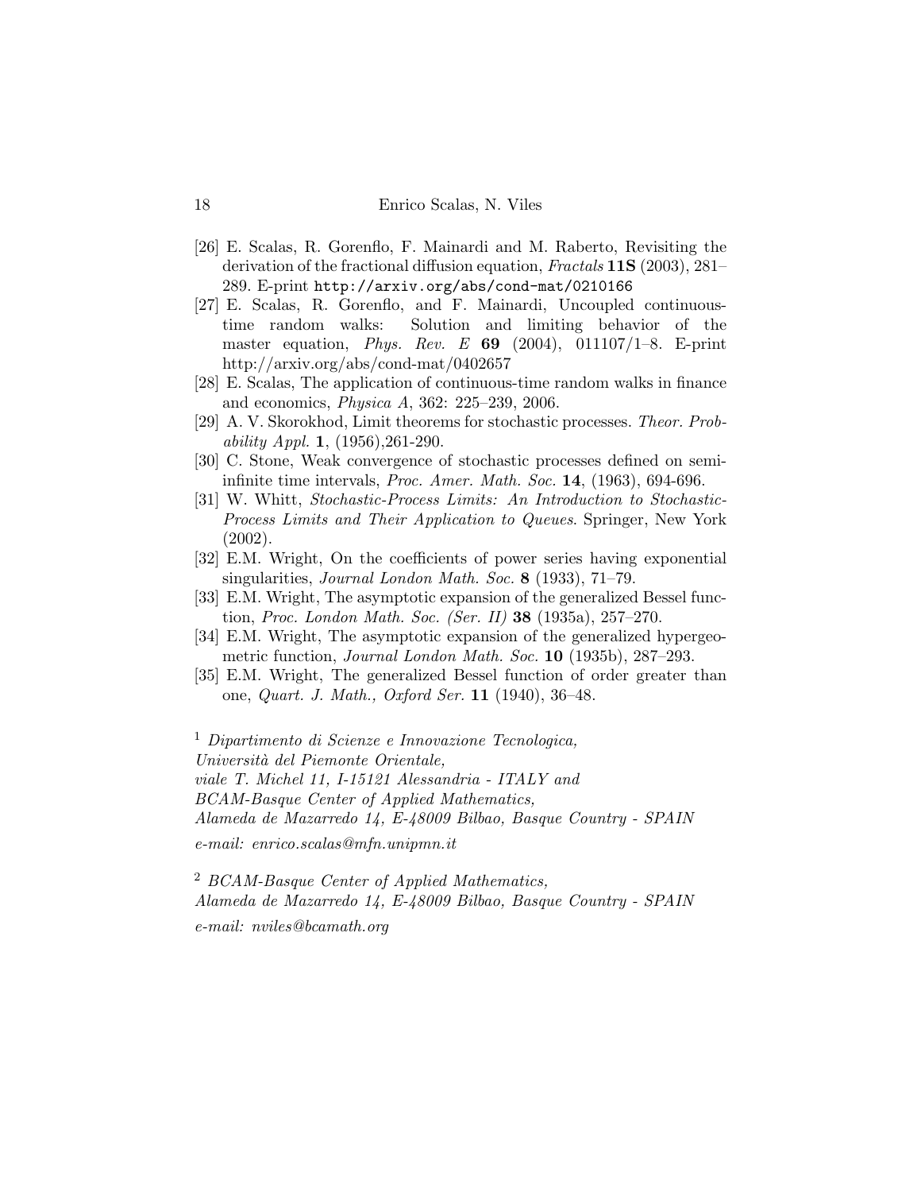[26] E. Scalas, R. Gorenflo, F. Mainardi and M. Raberto, Revisiting the derivation of the fractional diffusion equation, *Fractals* **11S** (2003), 281–289. E-print `http://arxiv.org/abs/cond-mat/0210166`

[27] E. Scalas, R. Gorenflo, and F. Mainardi, Uncoupled continuous-time random walks: Solution and limiting behavior of the master equation, *Phys. Rev. E* **69** (2004), 011107/1–8. E-print http://arxiv.org/abs/cond-mat/0402657

[28] E. Scalas, The application of continuous-time random walks in finance and economics, *Physica A*, 362: 225–239, 2006.

[29] A. V. Skorokhod, Limit theorems for stochastic processes. *Theor. Probability Appl.* **1**, (1956),261-290.

[30] C. Stone, Weak convergence of stochastic processes defined on semi-infinite time intervals, *Proc. Amer. Math. Soc.* **14**, (1963), 694-696.

[31] W. Whitt, *Stochastic-Process Limits: An Introduction to Stochastic-Process Limits and Their Application to Queues*. Springer, New York (2002).

[32] E.M. Wright, On the coefficients of power series having exponential singularities, *Journal London Math. Soc.* **8** (1933), 71–79.

[33] E.M. Wright, The asymptotic expansion of the generalized Bessel function, *Proc. London Math. Soc. (Ser. II)* **38** (1935a), 257–270.

[34] E.M. Wright, The asymptotic expansion of the generalized hypergeometric function, *Journal London Math. Soc.* **10** (1935b), 287–293.

[35] E.M. Wright, The generalized Bessel function of order greater than one, *Quart. J. Math., Oxford Ser.* **11** (1940), 36–48.

[1] *Dipartimento di Scienze e Innovazione Tecnologica,*
*Università del Piemonte Orientale,*
*viale T. Michel 11, I-15121 Alessandria - ITALY and*
*BCAM-Basque Center of Applied Mathematics,*
*Alameda de Mazarredo 14, E-48009 Bilbao, Basque Country - SPAIN*
*e-mail: enrico.scalas@mfn.unipmn.it*

[2] *BCAM-Basque Center of Applied Mathematics,*
*Alameda de Mazarredo 14, E-48009 Bilbao, Basque Country - SPAIN*
*e-mail: nviles@bcamath.org*